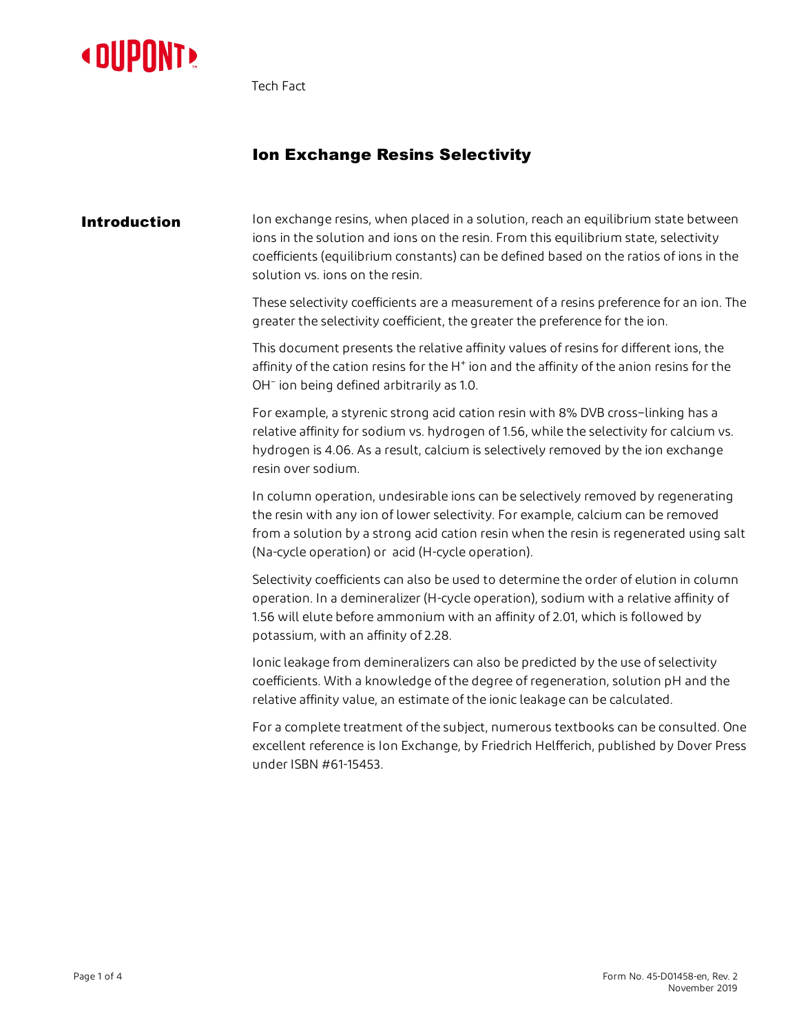DUPONT

Tech Fact

# Ion Exchange Resins Selectivity

## Introduction

Ion exchange resins, when placed in a solution, reach an equilibrium state between ions in the solution and ions on the resin. From this equilibrium state, selectivity coefficients (equilibrium constants) can be defined based on the ratios of ions in the solution vs. ions on the resin.

These selectivity coefficients are a measurement of a resins preference for an ion. The greater the selectivity coefficient, the greater the preference for the ion.

This document presents the relative affinity values of resins for different ions, the affinity of the cation resins for the $H^+$ ion and the affinity of the anion resins for the $OH^-$ ion being defined arbitrarily as 1.0.

For example, a styrenic strong acid cation resin with 8% DVB cross–linking has a relative affinity for sodium vs. hydrogen of 1.56, while the selectivity for calcium vs. hydrogen is 4.06. As a result, calcium is selectively removed by the ion exchange resin over sodium.

In column operation, undesirable ions can be selectively removed by regenerating the resin with any ion of lower selectivity. For example, calcium can be removed from a solution by a strong acid cation resin when the resin is regenerated using salt (Na-cycle operation) or acid (H-cycle operation).

Selectivity coefficients can also be used to determine the order of elution in column operation. In a demineralizer (H-cycle operation), sodium with a relative affinity of 1.56 will elute before ammonium with an affinity of 2.01, which is followed by potassium, with an affinity of 2.28.

Ionic leakage from demineralizers can also be predicted by the use of selectivity coefficients. With a knowledge of the degree of regeneration, solution pH and the relative affinity value, an estimate of the ionic leakage can be calculated.

For a complete treatment of the subject, numerous textbooks can be consulted. One excellent reference is Ion Exchange, by Friedrich Helfferich, published by Dover Press under ISBN #61-15453.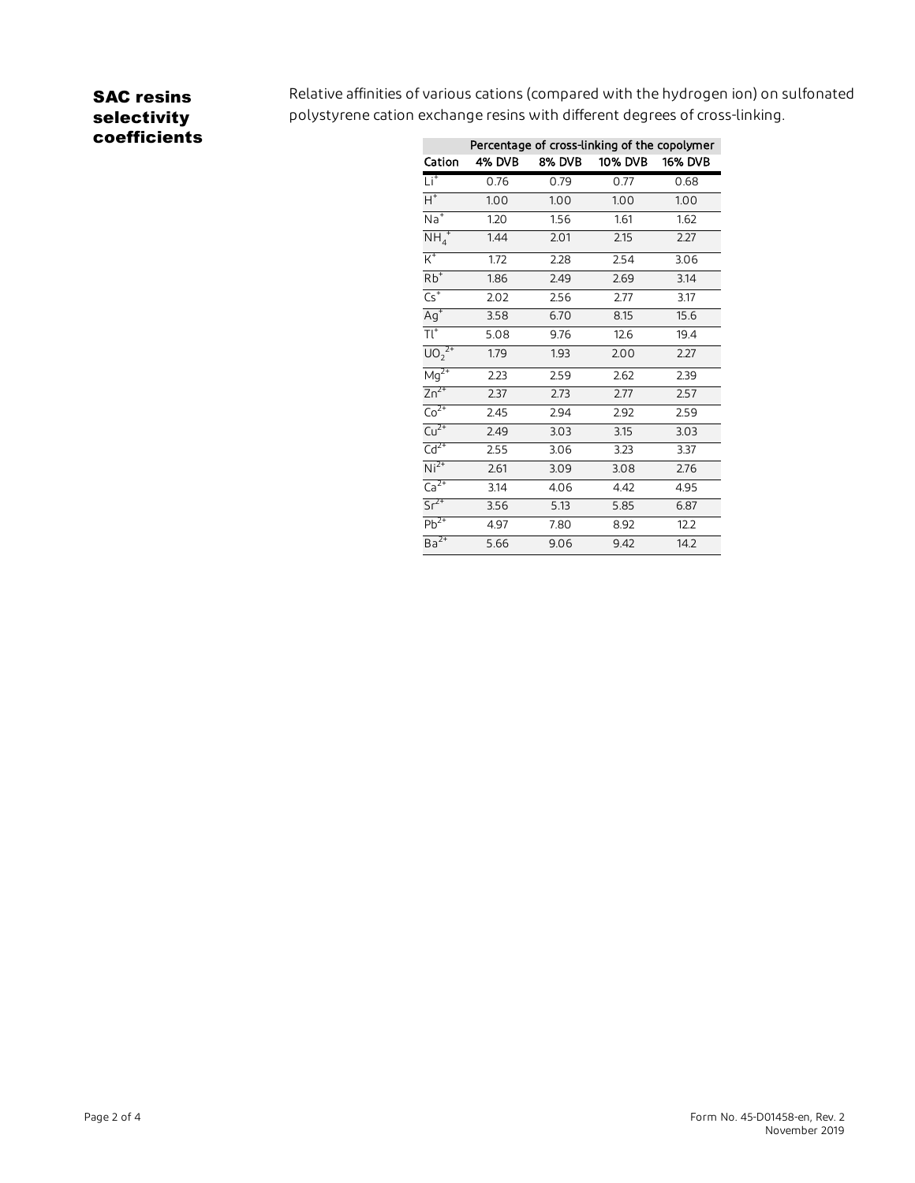## SAC resins selectivity coefficients

Relative affinities of various cations (compared with the hydrogen ion) on sulfonated polystyrene cation exchange resins with different degrees of cross-linking.

| | Percentage of cross-linking of the copolymer | | | |
|---|---|---|---|---|
| Cation | 4% DVB | 8% DVB | 10% DVB | 16% DVB |
| $Li^+$ | 0.76 | 0.79 | 0.77 | 0.68 |
| $H^+$ | 1.00 | 1.00 | 1.00 | 1.00 |
| $Na^+$ | 1.20 | 1.56 | 1.61 | 1.62 |
| $NH_4^+$ | 1.44 | 2.01 | 2.15 | 2.27 |
| $K^+$ | 1.72 | 2.28 | 2.54 | 3.06 |
| $Rb^+$ | 1.86 | 2.49 | 2.69 | 3.14 |
| $Cs^+$ | 2.02 | 2.56 | 2.77 | 3.17 |
| $Ag^+$ | 3.58 | 6.70 | 8.15 | 15.6 |
| $Tl^+$ | 5.08 | 9.76 | 12.6 | 19.4 |
| $UO_2^{2+}$ | 1.79 | 1.93 | 2.00 | 2.27 |
| $Mg^{2+}$ | 2.23 | 2.59 | 2.62 | 2.39 |
| $Zn^{2+}$ | 2.37 | 2.73 | 2.77 | 2.57 |
| $Co^{2+}$ | 2.45 | 2.94 | 2.92 | 2.59 |
| $Cu^{2+}$ | 2.49 | 3.03 | 3.15 | 3.03 |
| $Cd^{2+}$ | 2.55 | 3.06 | 3.23 | 3.37 |
| $Ni^{2+}$ | 2.61 | 3.09 | 3.08 | 2.76 |
| $Ca^{2+}$ | 3.14 | 4.06 | 4.42 | 4.95 |
| $Sr^{2+}$ | 3.56 | 5.13 | 5.85 | 6.87 |
| $Pb^{2+}$ | 4.97 | 7.80 | 8.92 | 12.2 |
| $Ba^{2+}$ | 5.66 | 9.06 | 9.42 | 14.2 |

Form No. 45-D01458-en, Rev. 2
November 2019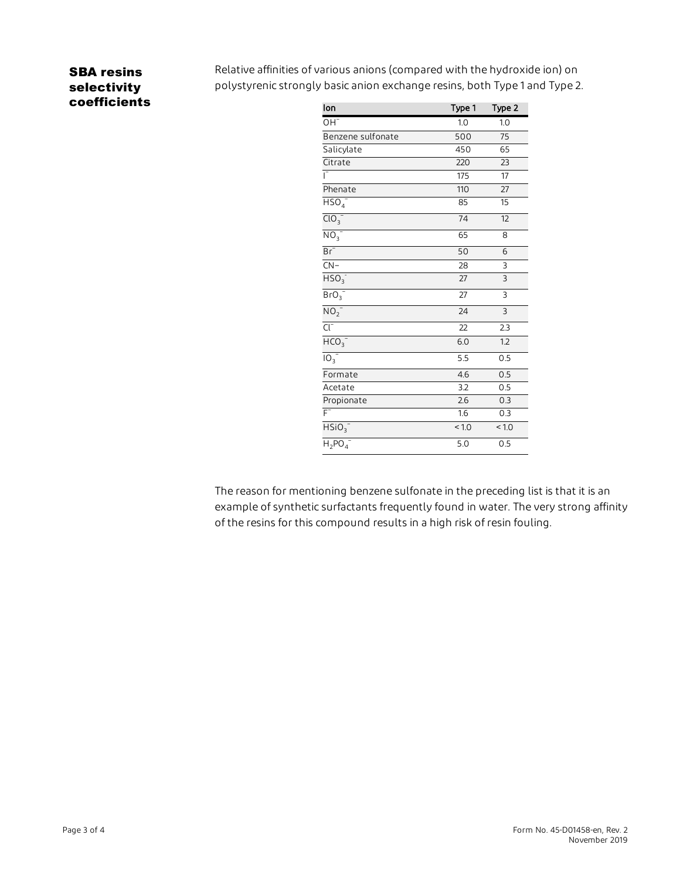## SBA resins selectivity coefficients

Relative affinities of various anions (compared with the hydroxide ion) on polystyrenic strongly basic anion exchange resins, both Type 1 and Type 2.

| Ion | Type 1 | Type 2 |
|---|---|---|
| $OH^-$ | 1.0 | 1.0 |
| Benzene sulfonate | 500 | 75 |
| Salicylate | 450 | 65 |
| Citrate | 220 | 23 |
| $I^-$ | 175 | 17 |
| Phenate | 110 | 27 |
| $HSO_4^-$ | 85 | 15 |
| $ClO_3^-$ | 74 | 12 |
| $NO_3^-$ | 65 | 8 |
| $Br^-$ | 50 | 6 |
| $CN^-$ | 28 | 3 |
| $HSO_3^-$ | 27 | 3 |
| $BrO_3^-$ | 27 | 3 |
| $NO_2^-$ | 24 | 3 |
| $Cl^-$ | 22 | 2.3 |
| $HCO_3^-$ | 6.0 | 1.2 |
| $IO_3^-$ | 5.5 | 0.5 |
| Formate | 4.6 | 0.5 |
| Acetate | 3.2 | 0.5 |
| Propionate | 2.6 | 0.3 |
| $F^-$ | 1.6 | 0.3 |
| $HSiO_3^-$ | < 1.0 | < 1.0 |
| $H_2PO_4^-$ | 5.0 | 0.5 |

The reason for mentioning benzene sulfonate in the preceding list is that it is an example of synthetic surfactants frequently found in water. The very strong affinity of the resins for this compound results in a high risk of resin fouling.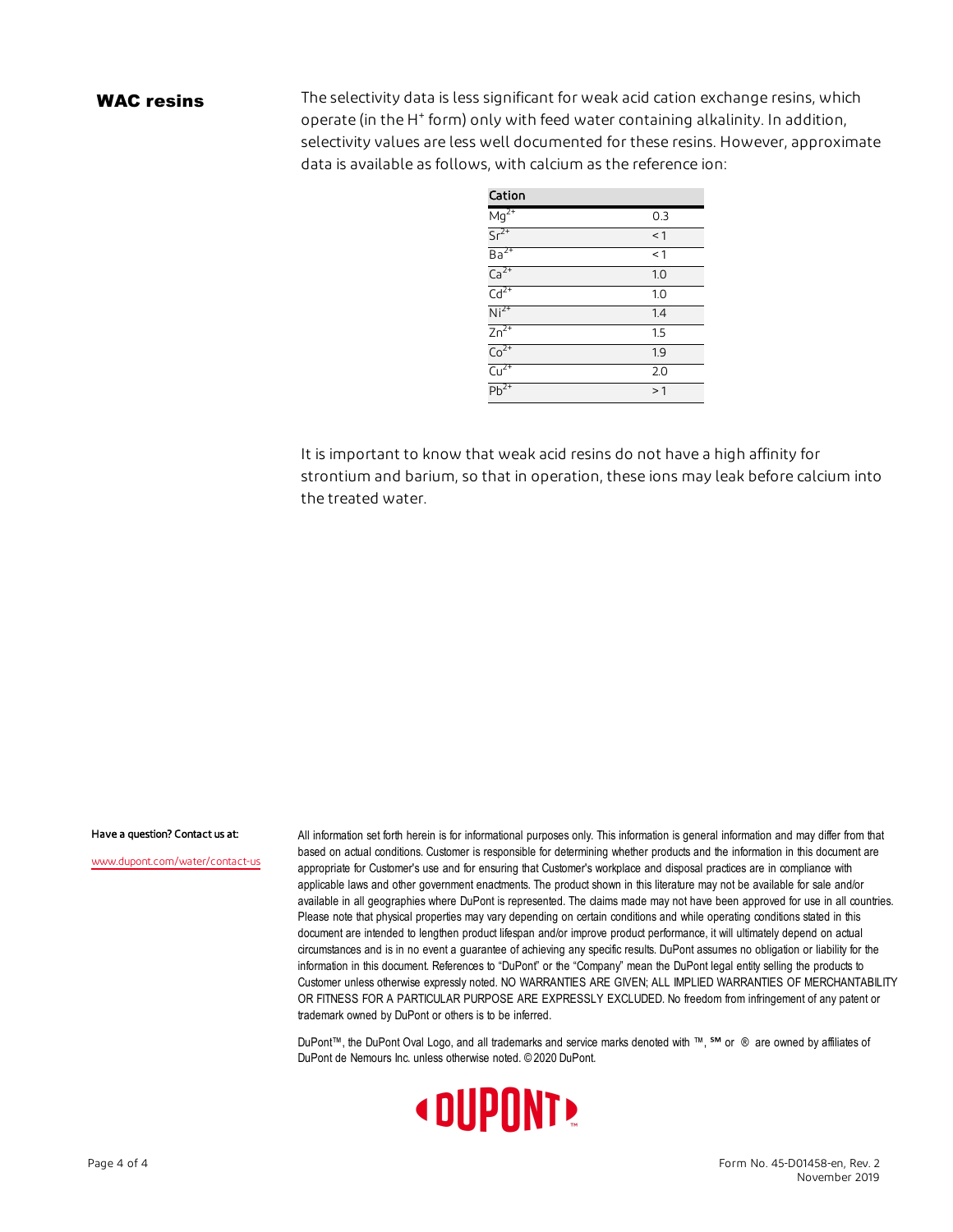## WAC resins

The selectivity data is less significant for weak acid cation exchange resins, which operate (in the $H^+$ form) only with feed water containing alkalinity. In addition, selectivity values are less well documented for these resins. However, approximate data is available as follows, with calcium as the reference ion:

| Cation | |
|---|---|
| $Mg^{2+}$ | 0.3 |
| $Sr^{2+}$ | < 1 |
| $Ba^{2+}$ | < 1 |
| $Ca^{2+}$ | 1.0 |
| $Cd^{2+}$ | 1.0 |
| $Ni^{2+}$ | 1.4 |
| $Zn^{2+}$ | 1.5 |
| $Co^{2+}$ | 1.9 |
| $Cu^{2+}$ | 2.0 |
| $Pb^{2+}$ | > 1 |

It is important to know that weak acid resins do not have a high affinity for strontium and barium, so that in operation, these ions may leak before calcium into the treated water.

**Have a question? Contact us at:**

www.dupont.com/water/contact-us

All information set forth herein is for informational purposes only. This information is general information and may differ from that based on actual conditions. Customer is responsible for determining whether products and the information in this document are appropriate for Customer's use and for ensuring that Customer's workplace and disposal practices are in compliance with applicable laws and other government enactments. The product shown in this literature may not be available for sale and/or available in all geographies where DuPont is represented. The claims made may not have been approved for use in all countries. Please note that physical properties may vary depending on certain conditions and while operating conditions stated in this document are intended to lengthen product lifespan and/or improve product performance, it will ultimately depend on actual circumstances and is in no event a guarantee of achieving any specific results. DuPont assumes no obligation or liability for the information in this document. References to "DuPont" or the "Company" mean the DuPont legal entity selling the products to Customer unless otherwise expressly noted. NO WARRANTIES ARE GIVEN; ALL IMPLIED WARRANTIES OF MERCHANTABILITY OR FITNESS FOR A PARTICULAR PURPOSE ARE EXPRESSLY EXCLUDED. No freedom from infringement of any patent or trademark owned by DuPont or others is to be inferred.

DuPont™, the DuPont Oval Logo, and all trademarks and service marks denoted with ™, ℠ or ® are owned by affiliates of DuPont de Nemours Inc. unless otherwise noted. © 2020 DuPont.

Form No. 45-D01458-en, Rev. 2
November 2019